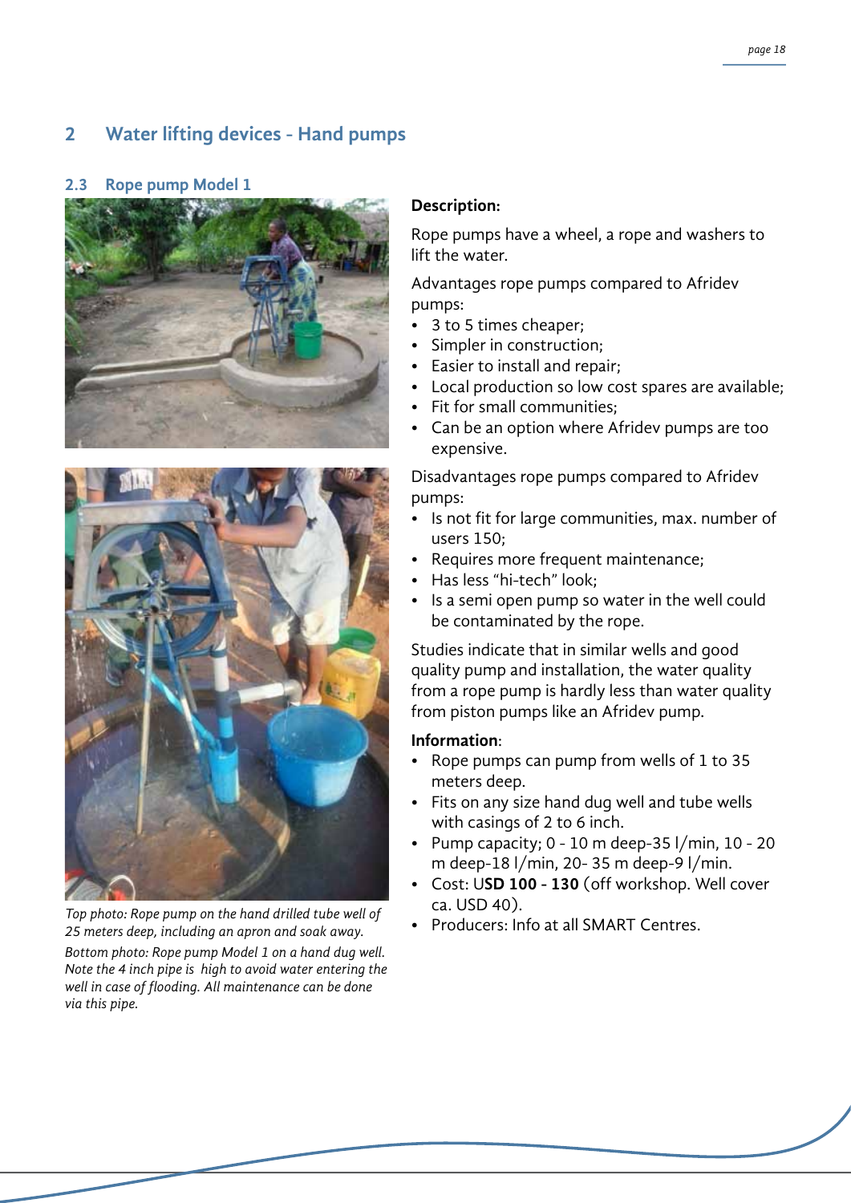## 2 Water lifting devices - Hand pumps

### 2.3 Rope pump Model 1

*Top photo: Rope pump on the hand drilled tube well of 25 meters deep, including an apron and soak away.*

*Bottom photo: Rope pump Model 1 on a hand dug well. Note the 4 inch pipe is high to avoid water entering the well in case of flooding. All maintenance can be done via this pipe.*

**Description:**

Rope pumps have a wheel, a rope and washers to lift the water.

Advantages rope pumps compared to Afridev pumps:

- 3 to 5 times cheaper;
- Simpler in construction;
- Easier to install and repair;
- Local production so low cost spares are available;
- Fit for small communities;
- Can be an option where Afridev pumps are too expensive.

Disadvantages rope pumps compared to Afridev pumps:

- Is not fit for large communities, max. number of users 150;
- Requires more frequent maintenance;
- Has less “hi-tech” look;
- Is a semi open pump so water in the well could be contaminated by the rope.

Studies indicate that in similar wells and good quality pump and installation, the water quality from a rope pump is hardly less than water quality from piston pumps like an Afridev pump.

**Information**:

- Rope pumps can pump from wells of 1 to 35 meters deep.
- Fits on any size hand dug well and tube wells with casings of 2 to 6 inch.
- Pump capacity; 0 - 10 m deep-35 l/min, 10 - 20 m deep-18 l/min, 20- 35 m deep-9 l/min.
- Cost: U**SD 100 - 130** (off workshop. Well cover ca. USD 40).
- Producers: Info at all SMART Centres.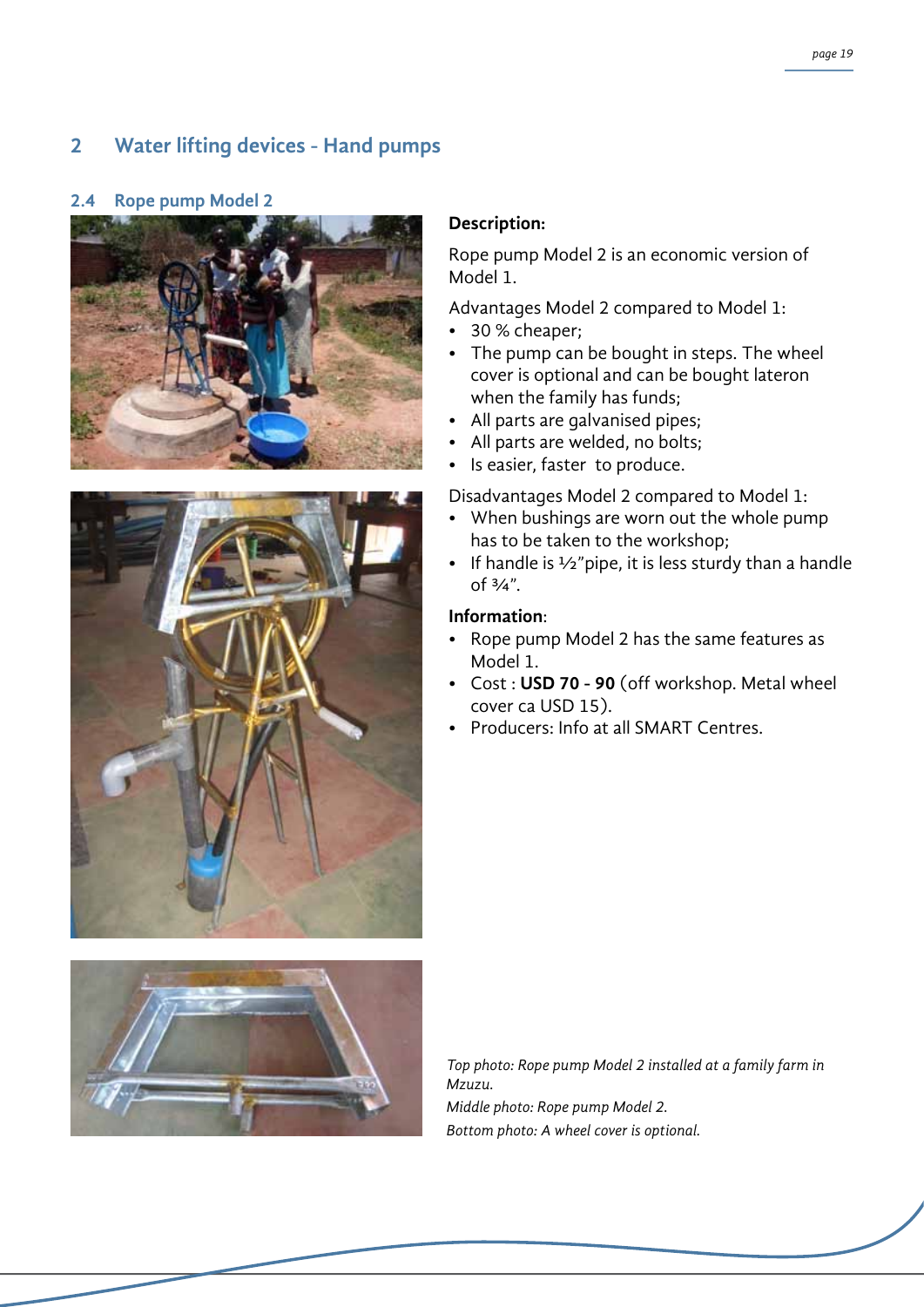## 2 Water lifting devices - Hand pumps

### 2.4 Rope pump Model 2

**Description:**

Rope pump Model 2 is an economic version of Model 1.

Advantages Model 2 compared to Model 1:

- 30 % cheaper;
- The pump can be bought in steps. The wheel cover is optional and can be bought lateron when the family has funds;
- All parts are galvanised pipes;
- All parts are welded, no bolts;
- Is easier, faster to produce.

Disadvantages Model 2 compared to Model 1:

- When bushings are worn out the whole pump has to be taken to the workshop;
- If handle is ½"pipe, it is less sturdy than a handle of ¾".

**Information:**

- Rope pump Model 2 has the same features as Model 1.
- Cost : **USD 70 - 90** (off workshop. Metal wheel cover ca USD 15).
- Producers: Info at all SMART Centres.

*Top photo: Rope pump Model 2 installed at a family farm in Mzuzu.*

*Middle photo: Rope pump Model 2.*

*Bottom photo: A wheel cover is optional.*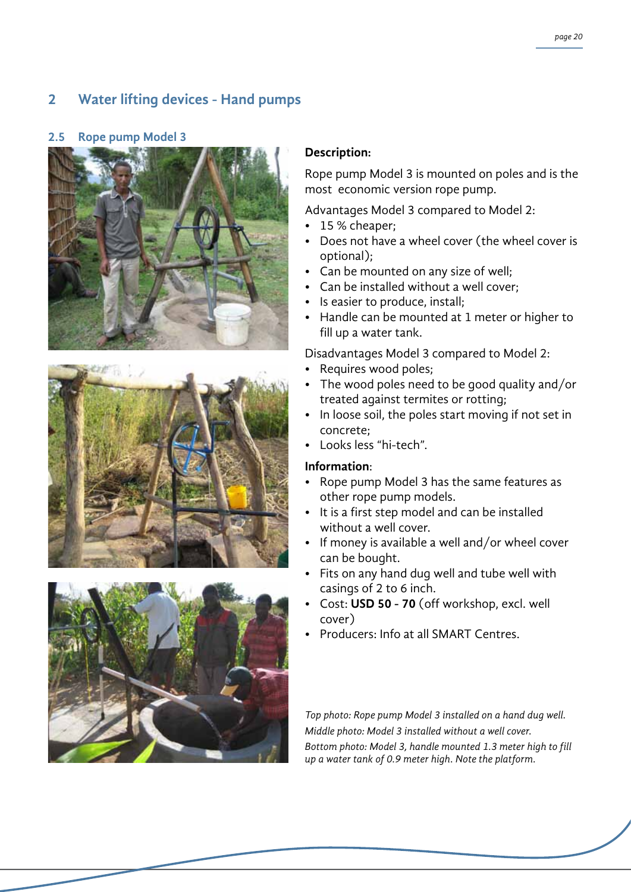# 2 Water lifting devices - Hand pumps

## 2.5 Rope pump Model 3

**Description:**

Rope pump Model 3 is mounted on poles and is the most economic version rope pump.

Advantages Model 3 compared to Model 2:

- 15 % cheaper;
- Does not have a wheel cover (the wheel cover is optional);
- Can be mounted on any size of well;
- Can be installed without a well cover;
- Is easier to produce, install;
- Handle can be mounted at 1 meter or higher to fill up a water tank.

Disadvantages Model 3 compared to Model 2:

- Requires wood poles;
- The wood poles need to be good quality and/or treated against termites or rotting;
- In loose soil, the poles start moving if not set in concrete;
- Looks less "hi-tech".

**Information**:

- Rope pump Model 3 has the same features as other rope pump models.
- It is a first step model and can be installed without a well cover.
- If money is available a well and/or wheel cover can be bought.
- Fits on any hand dug well and tube well with casings of 2 to 6 inch.
- Cost: **USD 50 - 70** (off workshop, excl. well cover)
- Producers: Info at all SMART Centres.

*Top photo: Rope pump Model 3 installed on a hand dug well.*

*Middle photo: Model 3 installed without a well cover.*

*Bottom photo: Model 3, handle mounted 1.3 meter high to fill up a water tank of 0.9 meter high. Note the platform.*